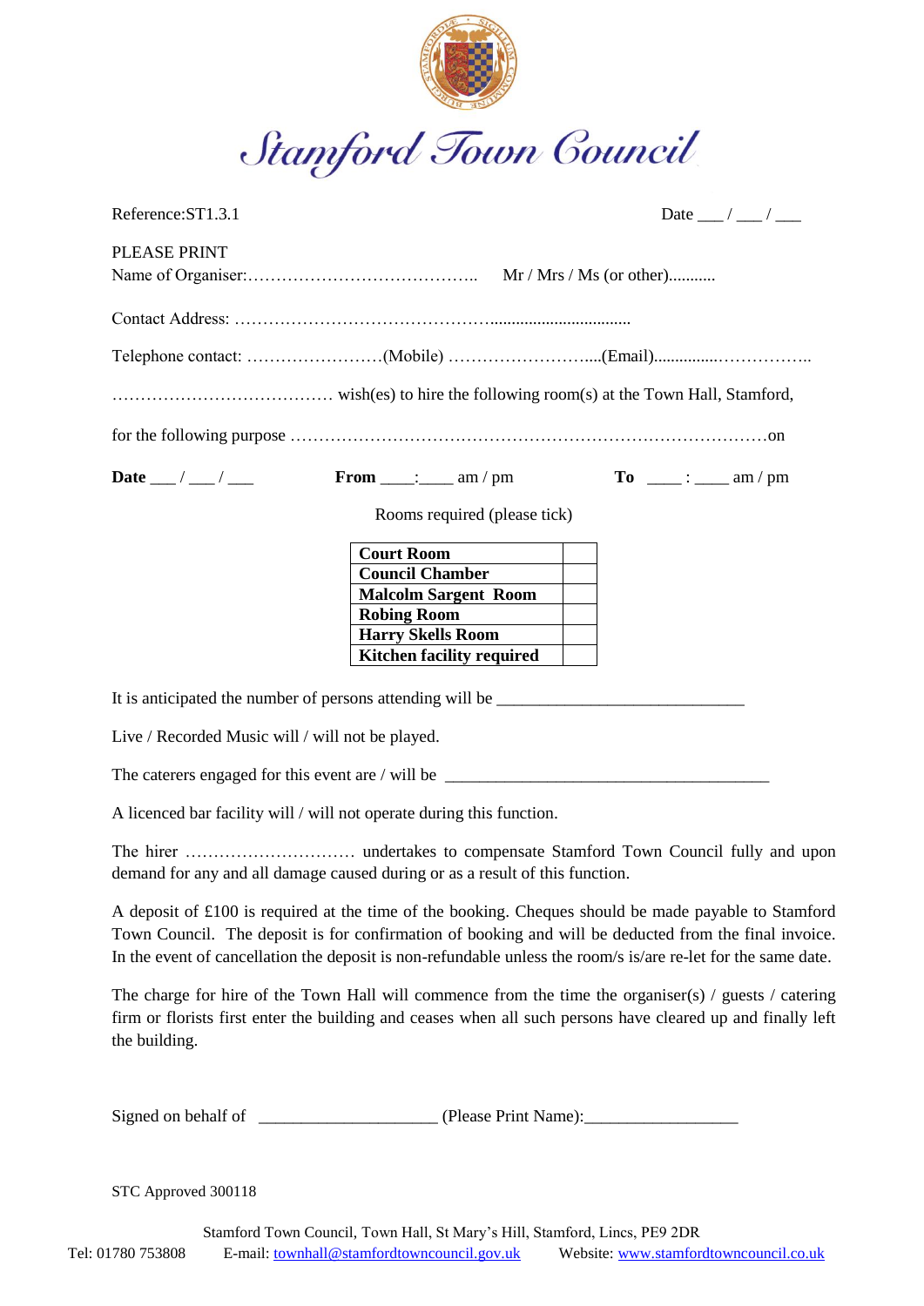# Stamford Town Council

Reference:ST1.3.1 Date ___ / ___ / ___

PLEASE PRINT

Name of Organiser:………………………………….. Mr / Mrs / Ms (or other)...........

Contact Address: ……………………………………..................................

Telephone contact: ……………………(Mobile) …………………….....(Email)...............……………..

………………………………… wish(es) to hire the following room(s) at the Town Hall, Stamford,

for the following purpose ……………………………………………………………………………on

**Date** ___ / ___ / ___ **From** ____:____ am / pm **To** ____ : ____ am / pm

Rooms required (please tick)

| | |
|---|---|
| **Court Room** | |
| **Council Chamber** | |
| **Malcolm Sargent Room** | |
| **Robing Room** | |
| **Harry Skells Room** | |
| **Kitchen facility required** | |

It is anticipated the number of persons attending will be ____________________________

Live / Recorded Music will / will not be played.

The caterers engaged for this event are / will be ____________________________________

A licenced bar facility will / will not operate during this function.

The hirer ………………………… undertakes to compensate Stamford Town Council fully and upon demand for any and all damage caused during or as a result of this function.

A deposit of £100 is required at the time of the booking. Cheques should be made payable to Stamford Town Council. The deposit is for confirmation of booking and will be deducted from the final invoice. In the event of cancellation the deposit is non-refundable unless the room/s is/are re-let for the same date.

The charge for hire of the Town Hall will commence from the time the organiser(s) / guests / catering firm or florists first enter the building and ceases when all such persons have cleared up and finally left the building.

Signed on behalf of ____________________ (Please Print Name):_________________

STC Approved 300118

Stamford Town Council, Town Hall, St Mary's Hill, Stamford, Lincs, PE9 2DR

Tel: 01780 753808 E-mail: townhall@stamfordtowncouncil.gov.uk Website: www.stamfordtowncouncil.co.uk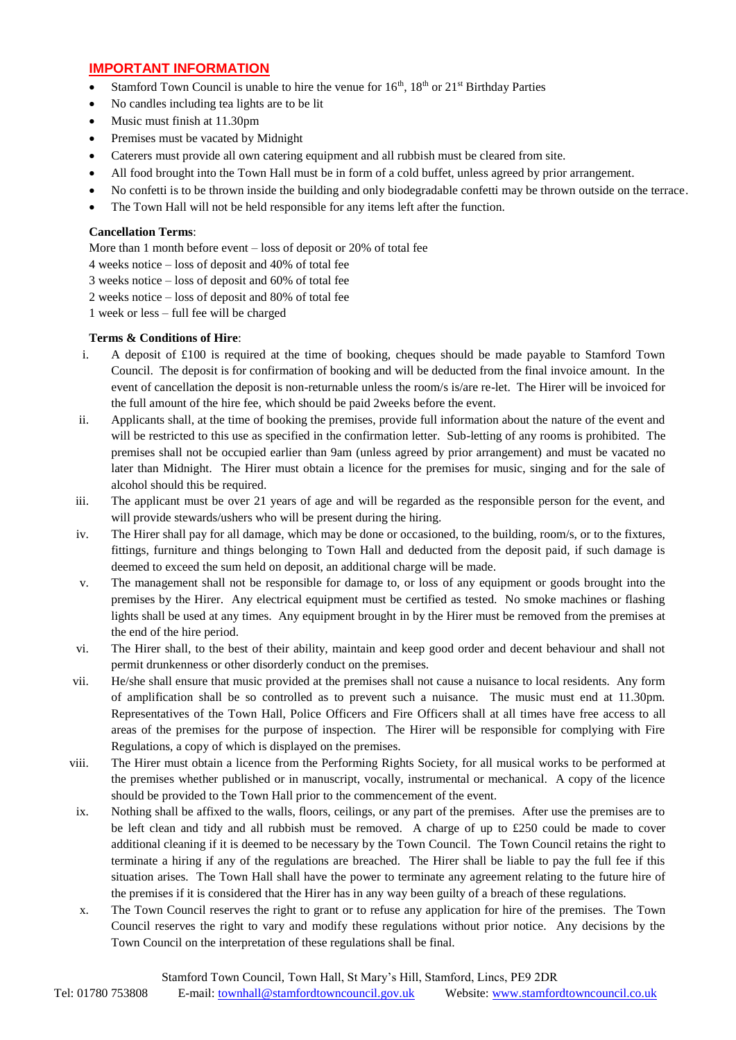## IMPORTANT INFORMATION

- Stamford Town Council is unable to hire the venue for 16th, 18th or 21st Birthday Parties
- No candles including tea lights are to be lit
- Music must finish at 11.30pm
- Premises must be vacated by Midnight
- Caterers must provide all own catering equipment and all rubbish must be cleared from site.
- All food brought into the Town Hall must be in form of a cold buffet, unless agreed by prior arrangement.
- No confetti is to be thrown inside the building and only biodegradable confetti may be thrown outside on the terrace.
- The Town Hall will not be held responsible for any items left after the function.

**Cancellation Terms**:

More than 1 month before event – loss of deposit or 20% of total fee
4 weeks notice – loss of deposit and 40% of total fee
3 weeks notice – loss of deposit and 60% of total fee
2 weeks notice – loss of deposit and 80% of total fee
1 week or less – full fee will be charged

**Terms & Conditions of Hire**:

i. A deposit of £100 is required at the time of booking, cheques should be made payable to Stamford Town Council. The deposit is for confirmation of booking and will be deducted from the final invoice amount. In the event of cancellation the deposit is non-returnable unless the room/s is/are re-let. The Hirer will be invoiced for the full amount of the hire fee, which should be paid 2weeks before the event.

ii. Applicants shall, at the time of booking the premises, provide full information about the nature of the event and will be restricted to this use as specified in the confirmation letter. Sub-letting of any rooms is prohibited. The premises shall not be occupied earlier than 9am (unless agreed by prior arrangement) and must be vacated no later than Midnight. The Hirer must obtain a licence for the premises for music, singing and for the sale of alcohol should this be required.

iii. The applicant must be over 21 years of age and will be regarded as the responsible person for the event, and will provide stewards/ushers who will be present during the hiring.

iv. The Hirer shall pay for all damage, which may be done or occasioned, to the building, room/s, or to the fixtures, fittings, furniture and things belonging to Town Hall and deducted from the deposit paid, if such damage is deemed to exceed the sum held on deposit, an additional charge will be made.

v. The management shall not be responsible for damage to, or loss of any equipment or goods brought into the premises by the Hirer. Any electrical equipment must be certified as tested. No smoke machines or flashing lights shall be used at any times. Any equipment brought in by the Hirer must be removed from the premises at the end of the hire period.

vi. The Hirer shall, to the best of their ability, maintain and keep good order and decent behaviour and shall not permit drunkenness or other disorderly conduct on the premises.

vii. He/she shall ensure that music provided at the premises shall not cause a nuisance to local residents. Any form of amplification shall be so controlled as to prevent such a nuisance. The music must end at 11.30pm. Representatives of the Town Hall, Police Officers and Fire Officers shall at all times have free access to all areas of the premises for the purpose of inspection. The Hirer will be responsible for complying with Fire Regulations, a copy of which is displayed on the premises.

viii. The Hirer must obtain a licence from the Performing Rights Society, for all musical works to be performed at the premises whether published or in manuscript, vocally, instrumental or mechanical. A copy of the licence should be provided to the Town Hall prior to the commencement of the event.

ix. Nothing shall be affixed to the walls, floors, ceilings, or any part of the premises. After use the premises are to be left clean and tidy and all rubbish must be removed. A charge of up to £250 could be made to cover additional cleaning if it is deemed to be necessary by the Town Council. The Town Council retains the right to terminate a hiring if any of the regulations are breached. The Hirer shall be liable to pay the full fee if this situation arises. The Town Hall shall have the power to terminate any agreement relating to the future hire of the premises if it is considered that the Hirer has in any way been guilty of a breach of these regulations.

x. The Town Council reserves the right to grant or to refuse any application for hire of the premises. The Town Council reserves the right to vary and modify these regulations without prior notice. Any decisions by the Town Council on the interpretation of these regulations shall be final.

Stamford Town Council, Town Hall, St Mary's Hill, Stamford, Lincs, PE9 2DR
Tel: 01780 753808 E-mail: townhall@stamfordtowncouncil.gov.uk Website: www.stamfordtowncouncil.co.uk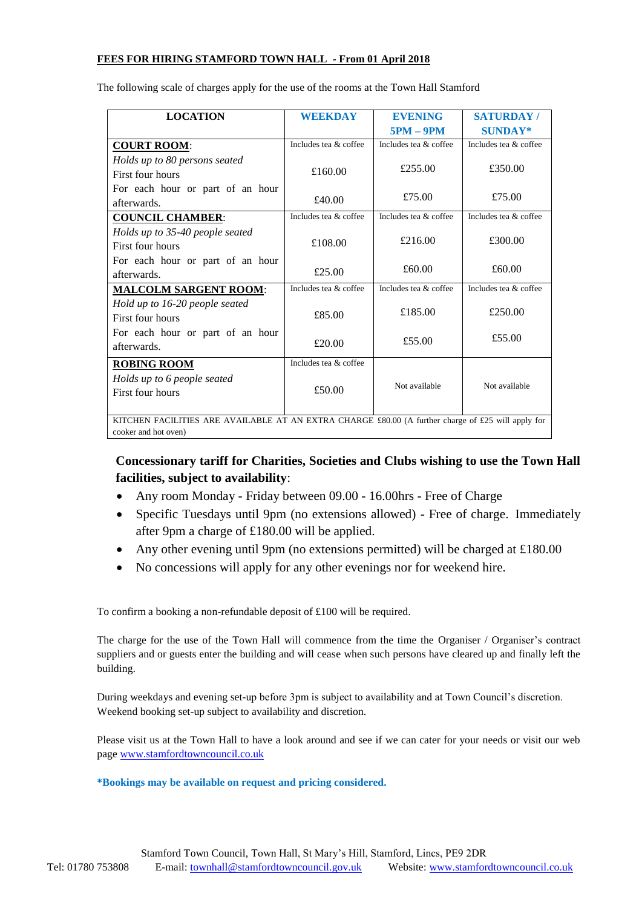**FEES FOR HIRING STAMFORD TOWN HALL - From 01 April 2018**

The following scale of charges apply for the use of the rooms at the Town Hall Stamford

| LOCATION | WEEKDAY | EVENING 5PM – 9PM | SATURDAY / SUNDAY* |
|---|---|---|---|
| **COURT ROOM**: | Includes tea & coffee | Includes tea & coffee | Includes tea & coffee |
| *Holds up to 80 persons seated* First four hours | £160.00 | £255.00 | £350.00 |
| For each hour or part of an hour afterwards. | £40.00 | £75.00 | £75.00 |
| **COUNCIL CHAMBER**: | Includes tea & coffee | Includes tea & coffee | Includes tea & coffee |
| *Holds up to 35-40 people seated* First four hours | £108.00 | £216.00 | £300.00 |
| For each hour or part of an hour afterwards. | £25.00 | £60.00 | £60.00 |
| **MALCOLM SARGENT ROOM**: | Includes tea & coffee | Includes tea & coffee | Includes tea & coffee |
| *Hold up to 16-20 people seated* First four hours | £85.00 | £185.00 | £250.00 |
| For each hour or part of an hour afterwards. | £20.00 | £55.00 | £55.00 |
| **ROBING ROOM** | Includes tea & coffee | | |
| *Holds up to 6 people seated* First four hours | £50.00 | Not available | Not available |
| KITCHEN FACILITIES ARE AVAILABLE AT AN EXTRA CHARGE £80.00 (A further charge of £25 will apply for cooker and hot oven) | | | |

**Concessionary tariff for Charities, Societies and Clubs wishing to use the Town Hall facilities, subject to availability**:

- Any room Monday - Friday between 09.00 - 16.00hrs - Free of Charge
- Specific Tuesdays until 9pm (no extensions allowed) - Free of charge. Immediately after 9pm a charge of £180.00 will be applied.
- Any other evening until 9pm (no extensions permitted) will be charged at £180.00
- No concessions will apply for any other evenings nor for weekend hire.

To confirm a booking a non-refundable deposit of £100 will be required.

The charge for the use of the Town Hall will commence from the time the Organiser / Organiser's contract suppliers and or guests enter the building and will cease when such persons have cleared up and finally left the building.

During weekdays and evening set-up before 3pm is subject to availability and at Town Council's discretion. Weekend booking set-up subject to availability and discretion.

Please visit us at the Town Hall to have a look around and see if we can cater for your needs or visit our web page www.stamfordtowncouncil.co.uk

**\*Bookings may be available on request and pricing considered.**

Stamford Town Council, Town Hall, St Mary's Hill, Stamford, Lincs, PE9 2DR
Tel: 01780 753808 E-mail: townhall@stamfordtowncouncil.gov.uk Website: www.stamfordtowncouncil.co.uk